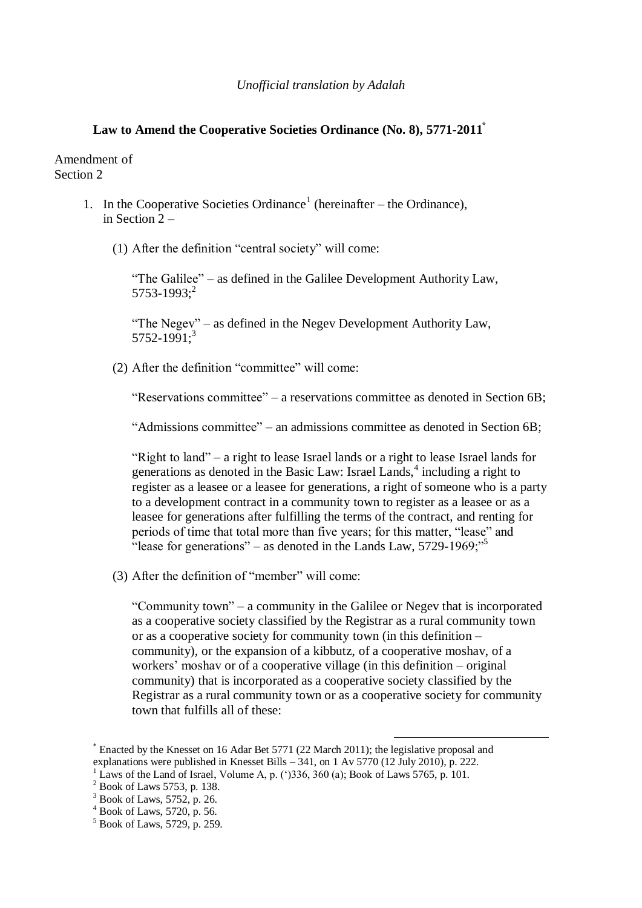*Unofficial translation by Adalah*

**Law to Amend the Cooperative Societies Ordinance (No. 8), 5771-2011**[*]

Amendment of Section 2

1. In the Cooperative Societies Ordinance[1] (hereinafter – the Ordinance), in Section 2 –

   (1) After the definition "central society" will come:

   "The Galilee" – as defined in the Galilee Development Authority Law, 5753-1993;[2]

   "The Negev" – as defined in the Negev Development Authority Law, 5752-1991;[3]

   (2) After the definition "committee" will come:

   "Reservations committee" – a reservations committee as denoted in Section 6B;

   "Admissions committee" – an admissions committee as denoted in Section 6B;

   "Right to land" – a right to lease Israel lands or a right to lease Israel lands for generations as denoted in the Basic Law: Israel Lands,[4] including a right to register as a leasee or a leasee for generations, a right of someone who is a party to a development contract in a community town to register as a leasee or as a leasee for generations after fulfilling the terms of the contract, and renting for periods of time that total more than five years; for this matter, "lease" and "lease for generations" – as denoted in the Lands Law, 5729-1969;"[5]

   (3) After the definition of "member" will come:

   "Community town" – a community in the Galilee or Negev that is incorporated as a cooperative society classified by the Registrar as a rural community town or as a cooperative society for community town (in this definition – community), or the expansion of a kibbutz, of a cooperative moshav, of a workers' moshav or of a cooperative village (in this definition – original community) that is incorporated as a cooperative society classified by the Registrar as a rural community town or as a cooperative society for community town that fulfills all of these:

---

[*] Enacted by the Knesset on 16 Adar Bet 5771 (22 March 2011); the legislative proposal and explanations were published in Knesset Bills – 341, on 1 Av 5770 (12 July 2010), p. 222.

[1] Laws of the Land of Israel, Volume A, p. (')336, 360 (a); Book of Laws 5765, p. 101.

[2] Book of Laws 5753, p. 138.

[3] Book of Laws, 5752, p. 26.

[4] Book of Laws, 5720, p. 56.

[5] Book of Laws, 5729, p. 259.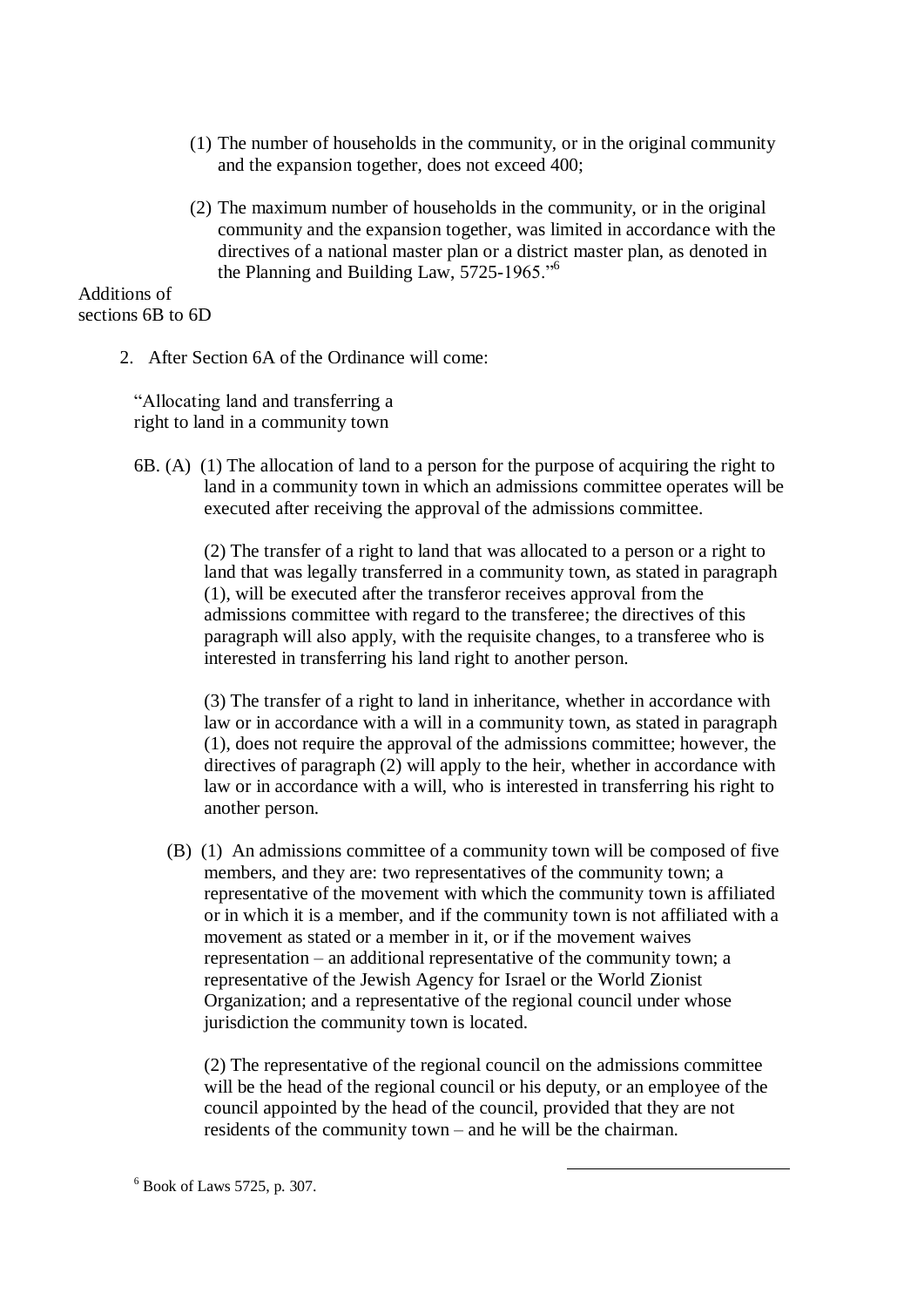(1) The number of households in the community, or in the original community and the expansion together, does not exceed 400;

(2) The maximum number of households in the community, or in the original community and the expansion together, was limited in accordance with the directives of a national master plan or a district master plan, as denoted in the Planning and Building Law, 5725-1965."[6]

Additions of sections 6B to 6D

2. After Section 6A of the Ordinance will come:

"Allocating land and transferring a right to land in a community town

6B. (A) (1) The allocation of land to a person for the purpose of acquiring the right to land in a community town in which an admissions committee operates will be executed after receiving the approval of the admissions committee.

(2) The transfer of a right to land that was allocated to a person or a right to land that was legally transferred in a community town, as stated in paragraph (1), will be executed after the transferor receives approval from the admissions committee with regard to the transferee; the directives of this paragraph will also apply, with the requisite changes, to a transferee who is interested in transferring his land right to another person.

(3) The transfer of a right to land in inheritance, whether in accordance with law or in accordance with a will in a community town, as stated in paragraph (1), does not require the approval of the admissions committee; however, the directives of paragraph (2) will apply to the heir, whether in accordance with law or in accordance with a will, who is interested in transferring his right to another person.

(B) (1) An admissions committee of a community town will be composed of five members, and they are: two representatives of the community town; a representative of the movement with which the community town is affiliated or in which it is a member, and if the community town is not affiliated with a movement as stated or a member in it, or if the movement waives representation – an additional representative of the community town; a representative of the Jewish Agency for Israel or the World Zionist Organization; and a representative of the regional council under whose jurisdiction the community town is located.

(2) The representative of the regional council on the admissions committee will be the head of the regional council or his deputy, or an employee of the council appointed by the head of the council, provided that they are not residents of the community town – and he will be the chairman.

[6] Book of Laws 5725, p. 307.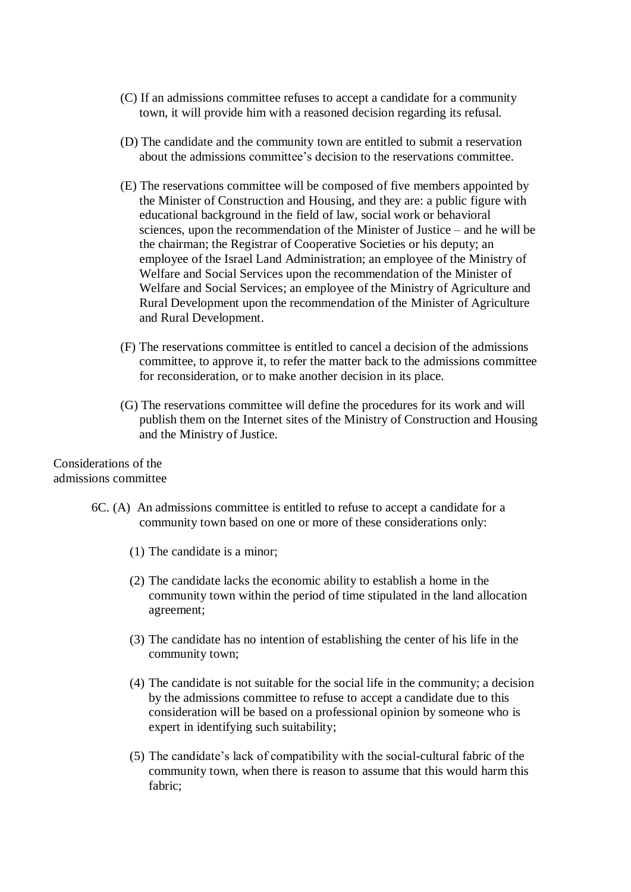(C) If an admissions committee refuses to accept a candidate for a community town, it will provide him with a reasoned decision regarding its refusal.

(D) The candidate and the community town are entitled to submit a reservation about the admissions committee's decision to the reservations committee.

(E) The reservations committee will be composed of five members appointed by the Minister of Construction and Housing, and they are: a public figure with educational background in the field of law, social work or behavioral sciences, upon the recommendation of the Minister of Justice – and he will be the chairman; the Registrar of Cooperative Societies or his deputy; an employee of the Israel Land Administration; an employee of the Ministry of Welfare and Social Services upon the recommendation of the Minister of Welfare and Social Services; an employee of the Ministry of Agriculture and Rural Development upon the recommendation of the Minister of Agriculture and Rural Development.

(F) The reservations committee is entitled to cancel a decision of the admissions committee, to approve it, to refer the matter back to the admissions committee for reconsideration, or to make another decision in its place.

(G) The reservations committee will define the procedures for its work and will publish them on the Internet sites of the Ministry of Construction and Housing and the Ministry of Justice.

Considerations of the admissions committee

6C. (A) An admissions committee is entitled to refuse to accept a candidate for a community town based on one or more of these considerations only:

(1) The candidate is a minor;

(2) The candidate lacks the economic ability to establish a home in the community town within the period of time stipulated in the land allocation agreement;

(3) The candidate has no intention of establishing the center of his life in the community town;

(4) The candidate is not suitable for the social life in the community; a decision by the admissions committee to refuse to accept a candidate due to this consideration will be based on a professional opinion by someone who is expert in identifying such suitability;

(5) The candidate's lack of compatibility with the social-cultural fabric of the community town, when there is reason to assume that this would harm this fabric;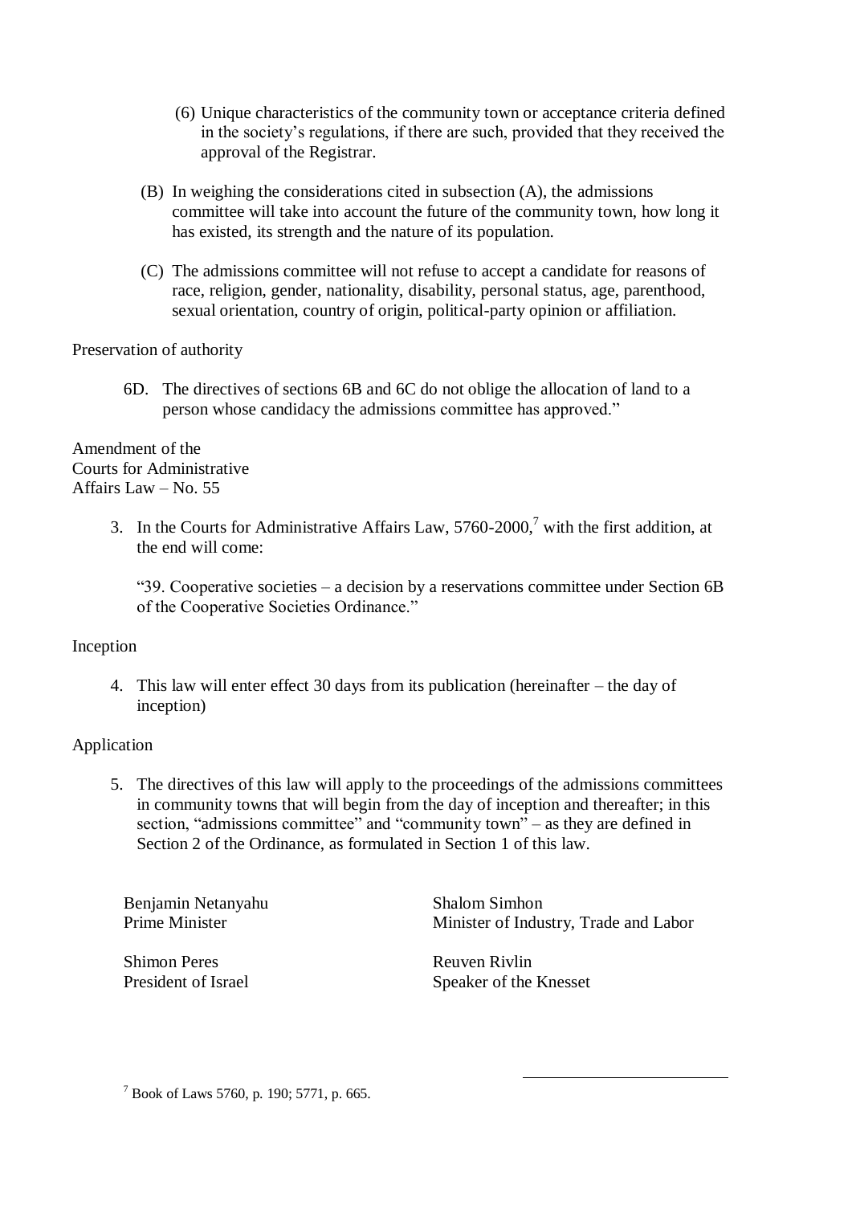(6) Unique characteristics of the community town or acceptance criteria defined in the society's regulations, if there are such, provided that they received the approval of the Registrar.

(B) In weighing the considerations cited in subsection (A), the admissions committee will take into account the future of the community town, how long it has existed, its strength and the nature of its population.

(C) The admissions committee will not refuse to accept a candidate for reasons of race, religion, gender, nationality, disability, personal status, age, parenthood, sexual orientation, country of origin, political-party opinion or affiliation.

Preservation of authority

6D. The directives of sections 6B and 6C do not oblige the allocation of land to a person whose candidacy the admissions committee has approved."

Amendment of the
Courts for Administrative
Affairs Law – No. 55

3. In the Courts for Administrative Affairs Law, 5760-2000,[7] with the first addition, at the end will come:

"39. Cooperative societies – a decision by a reservations committee under Section 6B of the Cooperative Societies Ordinance."

Inception

4. This law will enter effect 30 days from its publication (hereinafter – the day of inception)

Application

5. The directives of this law will apply to the proceedings of the admissions committees in community towns that will begin from the day of inception and thereafter; in this section, "admissions committee" and "community town" – as they are defined in Section 2 of the Ordinance, as formulated in Section 1 of this law.

| | |
|---|---|
| Benjamin Netanyahu<br>Prime Minister | Shalom Simhon<br>Minister of Industry, Trade and Labor |
| Shimon Peres<br>President of Israel | Reuven Rivlin<br>Speaker of the Knesset |

[7] Book of Laws 5760, p. 190; 5771, p. 665.